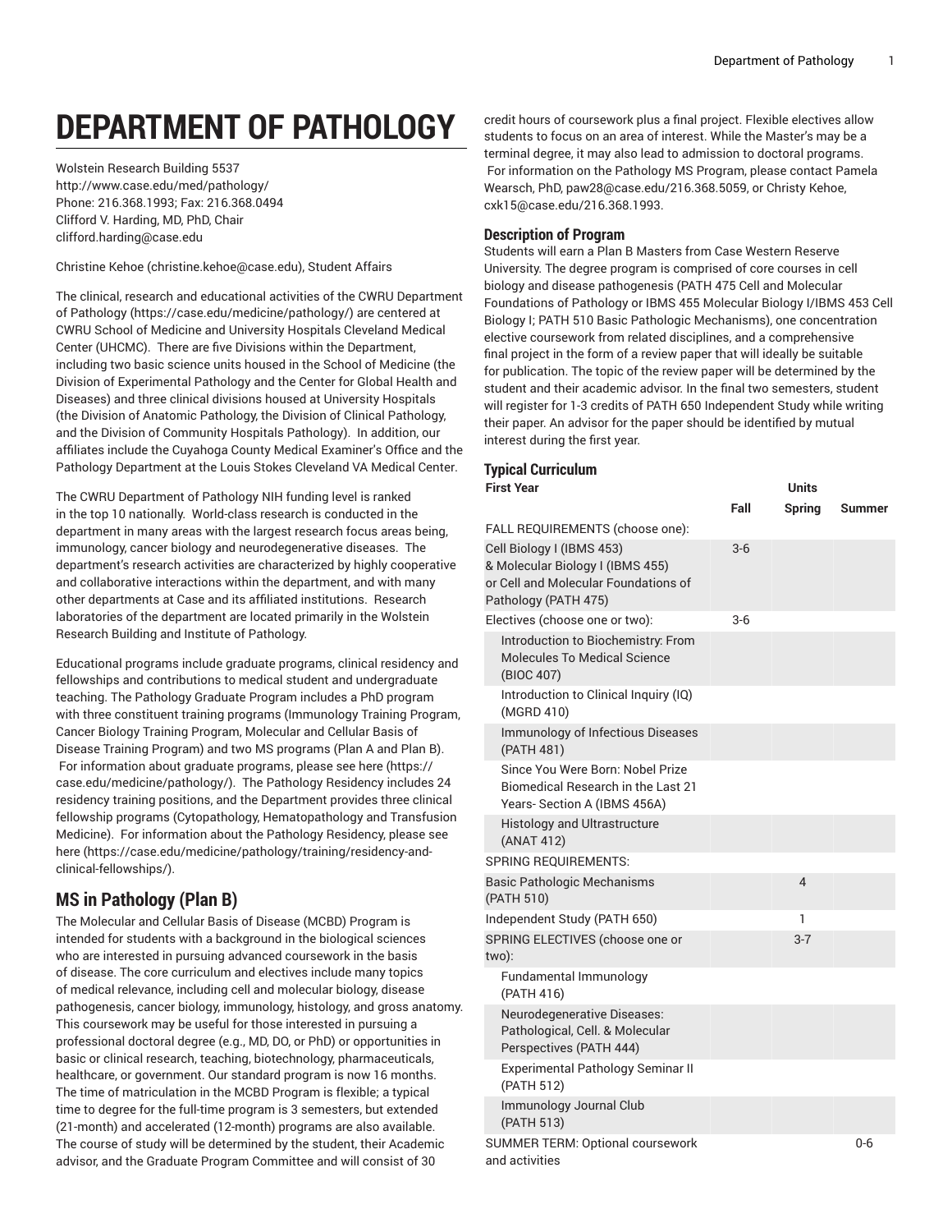# DEPARTMENT OF PATHOLOGY

Wolstein Research Building 5537
http://www.case.edu/med/pathology/
Phone: 216.368.1993; Fax: 216.368.0494
Clifford V. Harding, MD, PhD, Chair
clifford.harding@case.edu

Christine Kehoe (christine.kehoe@case.edu), Student Affairs

The clinical, research and educational activities of the CWRU Department of Pathology (https://case.edu/medicine/pathology/) are centered at CWRU School of Medicine and University Hospitals Cleveland Medical Center (UHCMC). There are five Divisions within the Department, including two basic science units housed in the School of Medicine (the Division of Experimental Pathology and the Center for Global Health and Diseases) and three clinical divisions housed at University Hospitals (the Division of Anatomic Pathology, the Division of Clinical Pathology, and the Division of Community Hospitals Pathology). In addition, our affiliates include the Cuyahoga County Medical Examiner's Office and the Pathology Department at the Louis Stokes Cleveland VA Medical Center.

The CWRU Department of Pathology NIH funding level is ranked in the top 10 nationally. World-class research is conducted in the department in many areas with the largest research focus areas being, immunology, cancer biology and neurodegenerative diseases. The department's research activities are characterized by highly cooperative and collaborative interactions within the department, and with many other departments at Case and its affiliated institutions. Research laboratories of the department are located primarily in the Wolstein Research Building and Institute of Pathology.

Educational programs include graduate programs, clinical residency and fellowships and contributions to medical student and undergraduate teaching. The Pathology Graduate Program includes a PhD program with three constituent training programs (Immunology Training Program, Cancer Biology Training Program, Molecular and Cellular Basis of Disease Training Program) and two MS programs (Plan A and Plan B). For information about graduate programs, please see here (https://case.edu/medicine/pathology/). The Pathology Residency includes 24 residency training positions, and the Department provides three clinical fellowship programs (Cytopathology, Hematopathology and Transfusion Medicine). For information about the Pathology Residency, please see here (https://case.edu/medicine/pathology/training/residency-and-clinical-fellowships/).

## MS in Pathology (Plan B)

The Molecular and Cellular Basis of Disease (MCBD) Program is intended for students with a background in the biological sciences who are interested in pursuing advanced coursework in the basis of disease. The core curriculum and electives include many topics of medical relevance, including cell and molecular biology, disease pathogenesis, cancer biology, immunology, histology, and gross anatomy. This coursework may be useful for those interested in pursuing a professional doctoral degree (e.g., MD, DO, or PhD) or opportunities in basic or clinical research, teaching, biotechnology, pharmaceuticals, healthcare, or government. Our standard program is now 16 months. The time of matriculation in the MCBD Program is flexible; a typical time to degree for the full-time program is 3 semesters, but extended (21-month) and accelerated (12-month) programs are also available. The course of study will be determined by the student, their Academic advisor, and the Graduate Program Committee and will consist of 30 credit hours of coursework plus a final project. Flexible electives allow students to focus on an area of interest. While the Master's may be a terminal degree, it may also lead to admission to doctoral programs. For information on the Pathology MS Program, please contact Pamela Wearsch, PhD, paw28@case.edu/216.368.5059, or Christy Kehoe, cxk15@case.edu/216.368.1993.

### Description of Program

Students will earn a Plan B Masters from Case Western Reserve University. The degree program is comprised of core courses in cell biology and disease pathogenesis (PATH 475 Cell and Molecular Foundations of Pathology or IBMS 455 Molecular Biology I/IBMS 453 Cell Biology I; PATH 510 Basic Pathologic Mechanisms), one concentration elective coursework from related disciplines, and a comprehensive final project in the form of a review paper that will ideally be suitable for publication. The topic of the review paper will be determined by the student and their academic advisor. In the final two semesters, student will register for 1-3 credits of PATH 650 Independent Study while writing their paper. An advisor for the paper should be identified by mutual interest during the first year.

### Typical Curriculum

| First Year | Units | | |
|---|---|---|---|
| | Fall | Spring | Summer |
| FALL REQUIREMENTS (choose one): | | | |
| Cell Biology I (IBMS 453) & Molecular Biology I (IBMS 455) or Cell and Molecular Foundations of Pathology (PATH 475) | 3-6 | | |
| Electives (choose one or two): | 3-6 | | |
| Introduction to Biochemistry: From Molecules To Medical Science (BIOC 407) | | | |
| Introduction to Clinical Inquiry (IQ) (MGRD 410) | | | |
| Immunology of Infectious Diseases (PATH 481) | | | |
| Since You Were Born: Nobel Prize Biomedical Research in the Last 21 Years- Section A (IBMS 456A) | | | |
| Histology and Ultrastructure (ANAT 412) | | | |
| SPRING REQUIREMENTS: | | | |
| Basic Pathologic Mechanisms (PATH 510) | | 4 | |
| Independent Study (PATH 650) | | 1 | |
| SPRING ELECTIVES (choose one or two): | | 3-7 | |
| Fundamental Immunology (PATH 416) | | | |
| Neurodegenerative Diseases: Pathological, Cell. & Molecular Perspectives (PATH 444) | | | |
| Experimental Pathology Seminar II (PATH 512) | | | |
| Immunology Journal Club (PATH 513) | | | |
| SUMMER TERM: Optional coursework and activities | | | 0-6 |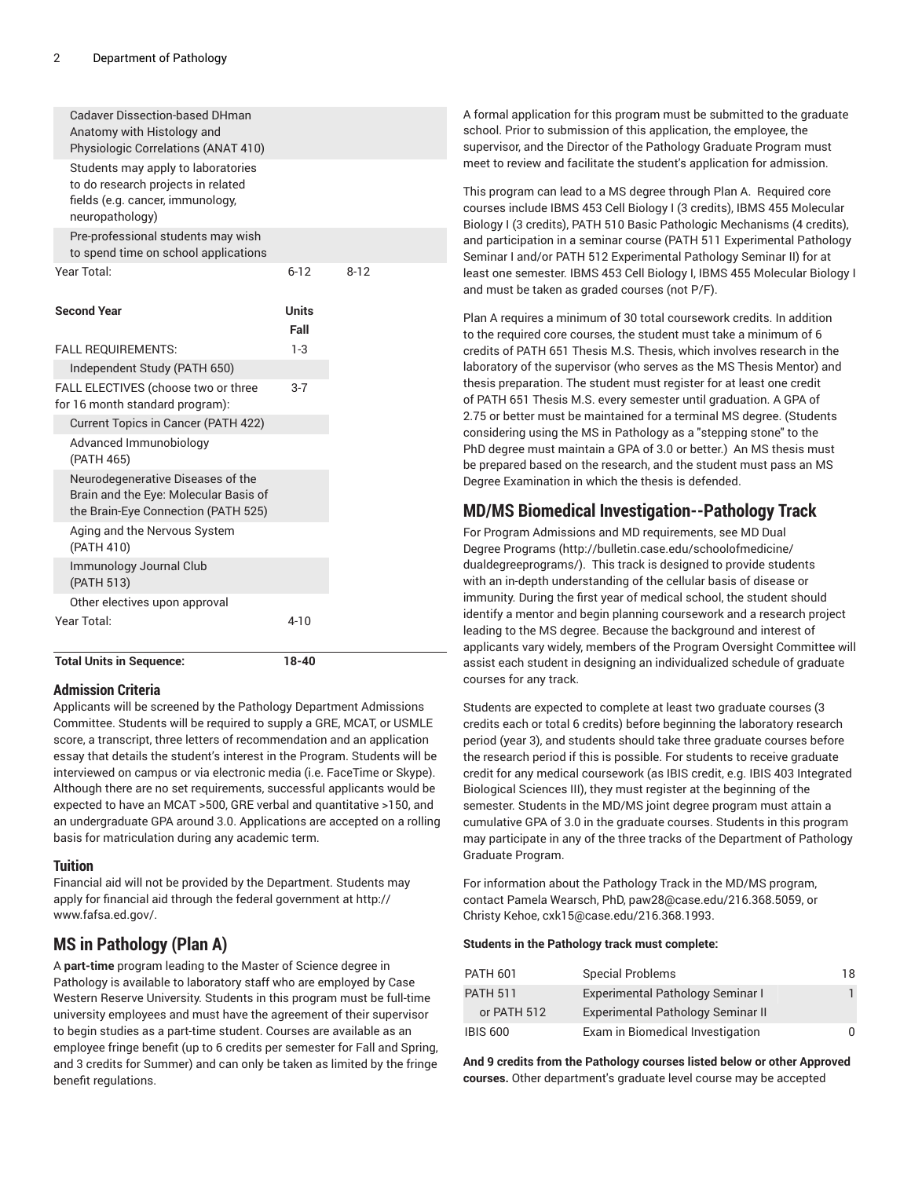| | | |
|---|---|---|
| Cadaver Dissection-based DHman Anatomy with Histology and Physiologic Correlations (ANAT 410) | | |
| Students may apply to laboratories to do research projects in related fields (e.g. cancer, immunology, neuropathology) | | |
| Pre-professional students may wish to spend time on school applications | | |
| Year Total: | 6-12 | 8-12 |

| Second Year | Units Fall |
|---|---|
| FALL REQUIREMENTS: | 1-3 |
| Independent Study (PATH 650) | |
| FALL ELECTIVES (choose two or three for 16 month standard program): | 3-7 |
| Current Topics in Cancer (PATH 422) | |
| Advanced Immunobiology (PATH 465) | |
| Neurodegenerative Diseases of the Brain and the Eye: Molecular Basis of the Brain-Eye Connection (PATH 525) | |
| Aging and the Nervous System (PATH 410) | |
| Immunology Journal Club (PATH 513) | |
| Other electives upon approval | |
| Year Total: | 4-10 |

| | |
|---|---|
| **Total Units in Sequence:** | **18-40** |

### Admission Criteria

Applicants will be screened by the Pathology Department Admissions Committee. Students will be required to supply a GRE, MCAT, or USMLE score, a transcript, three letters of recommendation and an application essay that details the student's interest in the Program. Students will be interviewed on campus or via electronic media (i.e. FaceTime or Skype). Although there are no set requirements, successful applicants would be expected to have an MCAT >500, GRE verbal and quantitative >150, and an undergraduate GPA around 3.0. Applications are accepted on a rolling basis for matriculation during any academic term.

### Tuition

Financial aid will not be provided by the Department. Students may apply for financial aid through the federal government at http://www.fafsa.ed.gov/.

## MS in Pathology (Plan A)

A **part-time** program leading to the Master of Science degree in Pathology is available to laboratory staff who are employed by Case Western Reserve University. Students in this program must be full-time university employees and must have the agreement of their supervisor to begin studies as a part-time student. Courses are available as an employee fringe benefit (up to 6 credits per semester for Fall and Spring, and 3 credits for Summer) and can only be taken as limited by the fringe benefit regulations.

A formal application for this program must be submitted to the graduate school. Prior to submission of this application, the employee, the supervisor, and the Director of the Pathology Graduate Program must meet to review and facilitate the student's application for admission.

This program can lead to a MS degree through Plan A. Required core courses include IBMS 453 Cell Biology I (3 credits), IBMS 455 Molecular Biology I (3 credits), PATH 510 Basic Pathologic Mechanisms (4 credits), and participation in a seminar course (PATH 511 Experimental Pathology Seminar I and/or PATH 512 Experimental Pathology Seminar II) for at least one semester. IBMS 453 Cell Biology I, IBMS 455 Molecular Biology I and must be taken as graded courses (not P/F).

Plan A requires a minimum of 30 total coursework credits. In addition to the required core courses, the student must take a minimum of 6 credits of PATH 651 Thesis M.S. Thesis, which involves research in the laboratory of the supervisor (who serves as the MS Thesis Mentor) and thesis preparation. The student must register for at least one credit of PATH 651 Thesis M.S. every semester until graduation. A GPA of 2.75 or better must be maintained for a terminal MS degree. (Students considering using the MS in Pathology as a "stepping stone" to the PhD degree must maintain a GPA of 3.0 or better.) An MS thesis must be prepared based on the research, and the student must pass an MS Degree Examination in which the thesis is defended.

## MD/MS Biomedical Investigation--Pathology Track

For Program Admissions and MD requirements, see MD Dual Degree Programs (http://bulletin.case.edu/schoolofmedicine/dualdegreeprograms/). This track is designed to provide students with an in-depth understanding of the cellular basis of disease or immunity. During the first year of medical school, the student should identify a mentor and begin planning coursework and a research project leading to the MS degree. Because the background and interest of applicants vary widely, members of the Program Oversight Committee will assist each student in designing an individualized schedule of graduate courses for any track.

Students are expected to complete at least two graduate courses (3 credits each or total 6 credits) before beginning the laboratory research period (year 3), and students should take three graduate courses before the research period if this is possible. For students to receive graduate credit for any medical coursework (as IBIS credit, e.g. IBIS 403 Integrated Biological Sciences III), they must register at the beginning of the semester. Students in the MD/MS joint degree program must attain a cumulative GPA of 3.0 in the graduate courses. Students in this program may participate in any of the three tracks of the Department of Pathology Graduate Program.

For information about the Pathology Track in the MD/MS program, contact Pamela Wearsch, PhD, paw28@case.edu/216.368.5059, or Christy Kehoe, cxk15@case.edu/216.368.1993.

**Students in the Pathology track must complete:**

| | | |
|---|---|---|
| PATH 601 | Special Problems | 18 |
| PATH 511 | Experimental Pathology Seminar I | 1 |
| or PATH 512 | Experimental Pathology Seminar II | |
| IBIS 600 | Exam in Biomedical Investigation | 0 |

**And 9 credits from the Pathology courses listed below or other Approved courses.** Other department's graduate level course may be accepted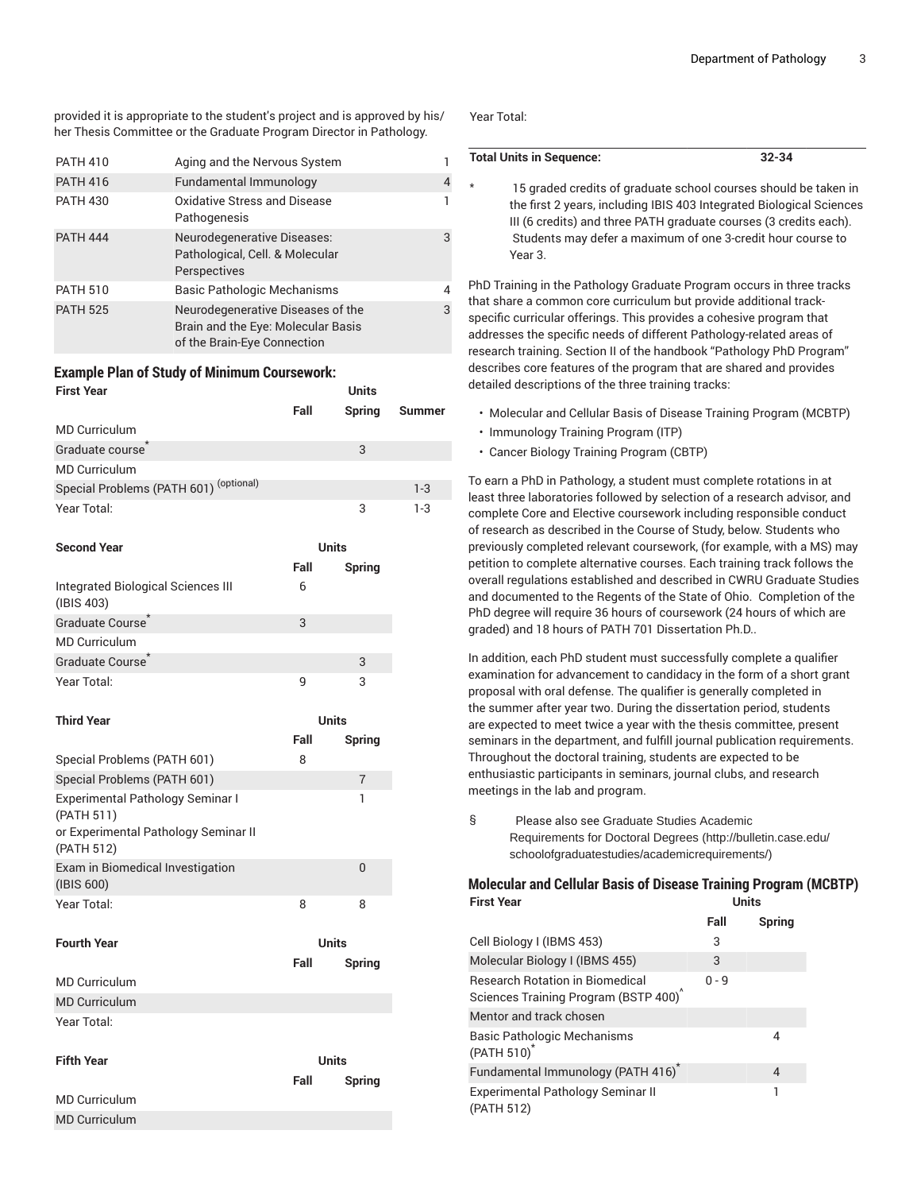provided it is appropriate to the student's project and is approved by his/her Thesis Committee or the Graduate Program Director in Pathology.

| | | |
|---|---|---|
| PATH 410 | Aging and the Nervous System | 1 |
| PATH 416 | Fundamental Immunology | 4 |
| PATH 430 | Oxidative Stress and Disease Pathogenesis | 1 |
| PATH 444 | Neurodegenerative Diseases: Pathological, Cell. & Molecular Perspectives | 3 |
| PATH 510 | Basic Pathologic Mechanisms | 4 |
| PATH 525 | Neurodegenerative Diseases of the Brain and the Eye: Molecular Basis of the Brain-Eye Connection | 3 |

### Example Plan of Study of Minimum Coursework:

| First Year | | Units | |
|---|---|---|---|
| | Fall | Spring | Summer |
| MD Curriculum | | | |
| Graduate course* | | 3 | |
| MD Curriculum | | | |
| Special Problems (PATH 601) (optional) | | | 1-3 |
| Year Total: | | 3 | 1-3 |

| Second Year | Units | |
|---|---|---|
| | Fall | Spring |
| Integrated Biological Sciences III (IBIS 403) | 6 | |
| Graduate Course* | 3 | |
| MD Curriculum | | |
| Graduate Course* | | 3 |
| Year Total: | 9 | 3 |

| Third Year | Units | |
|---|---|---|
| | Fall | Spring |
| Special Problems (PATH 601) | 8 | |
| Special Problems (PATH 601) | | 7 |
| Experimental Pathology Seminar I (PATH 511) or Experimental Pathology Seminar II (PATH 512) | | 1 |
| Exam in Biomedical Investigation (IBIS 600) | | 0 |
| Year Total: | 8 | 8 |

| Fourth Year | Units | |
|---|---|---|
| | Fall | Spring |
| MD Curriculum | | |
| MD Curriculum | | |
| Year Total: | | |

| Fifth Year | Units | |
|---|---|---|
| | Fall | Spring |
| MD Curriculum | | |
| MD Curriculum | | |
| Year Total: | | |

| Total Units in Sequence: | 32-34 |
|---|---|

\* 15 graded credits of graduate school courses should be taken in the first 2 years, including IBIS 403 Integrated Biological Sciences III (6 credits) and three PATH graduate courses (3 credits each). Students may defer a maximum of one 3-credit hour course to Year 3.

PhD Training in the Pathology Graduate Program occurs in three tracks that share a common core curriculum but provide additional track-specific curricular offerings. This provides a cohesive program that addresses the specific needs of different Pathology-related areas of research training. Section II of the handbook "Pathology PhD Program" describes core features of the program that are shared and provides detailed descriptions of the three training tracks:

- Molecular and Cellular Basis of Disease Training Program (MCBTP)
- Immunology Training Program (ITP)
- Cancer Biology Training Program (CBTP)

To earn a PhD in Pathology, a student must complete rotations in at least three laboratories followed by selection of a research advisor, and complete Core and Elective coursework including responsible conduct of research as described in the Course of Study, below. Students who previously completed relevant coursework, (for example, with a MS) may petition to complete alternative courses. Each training track follows the overall regulations established and described in CWRU Graduate Studies and documented to the Regents of the State of Ohio. Completion of the PhD degree will require 36 hours of coursework (24 hours of which are graded) and 18 hours of PATH 701 Dissertation Ph.D..

In addition, each PhD student must successfully complete a qualifier examination for advancement to candidacy in the form of a short grant proposal with oral defense. The qualifier is generally completed in the summer after year two. During the dissertation period, students are expected to meet twice a year with the thesis committee, present seminars in the department, and fulfill journal publication requirements. Throughout the doctoral training, students are expected to be enthusiastic participants in seminars, journal clubs, and research meetings in the lab and program.

§ Please also see Graduate Studies Academic Requirements for Doctoral Degrees (http://bulletin.case.edu/schoolofgraduatestudies/academicrequirements/)

### Molecular and Cellular Basis of Disease Training Program (MCBTP)

| First Year | Units | |
|---|---|---|
| | Fall | Spring |
| Cell Biology I (IBMS 453) | 3 | |
| Molecular Biology I (IBMS 455) | 3 | |
| Research Rotation in Biomedical Sciences Training Program (BSTP 400)^ | 0 - 9 | |
| Mentor and track chosen | | |
| Basic Pathologic Mechanisms (PATH 510)* | | 4 |
| Fundamental Immunology (PATH 416)* | | 4 |
| Experimental Pathology Seminar II (PATH 512) | | 1 |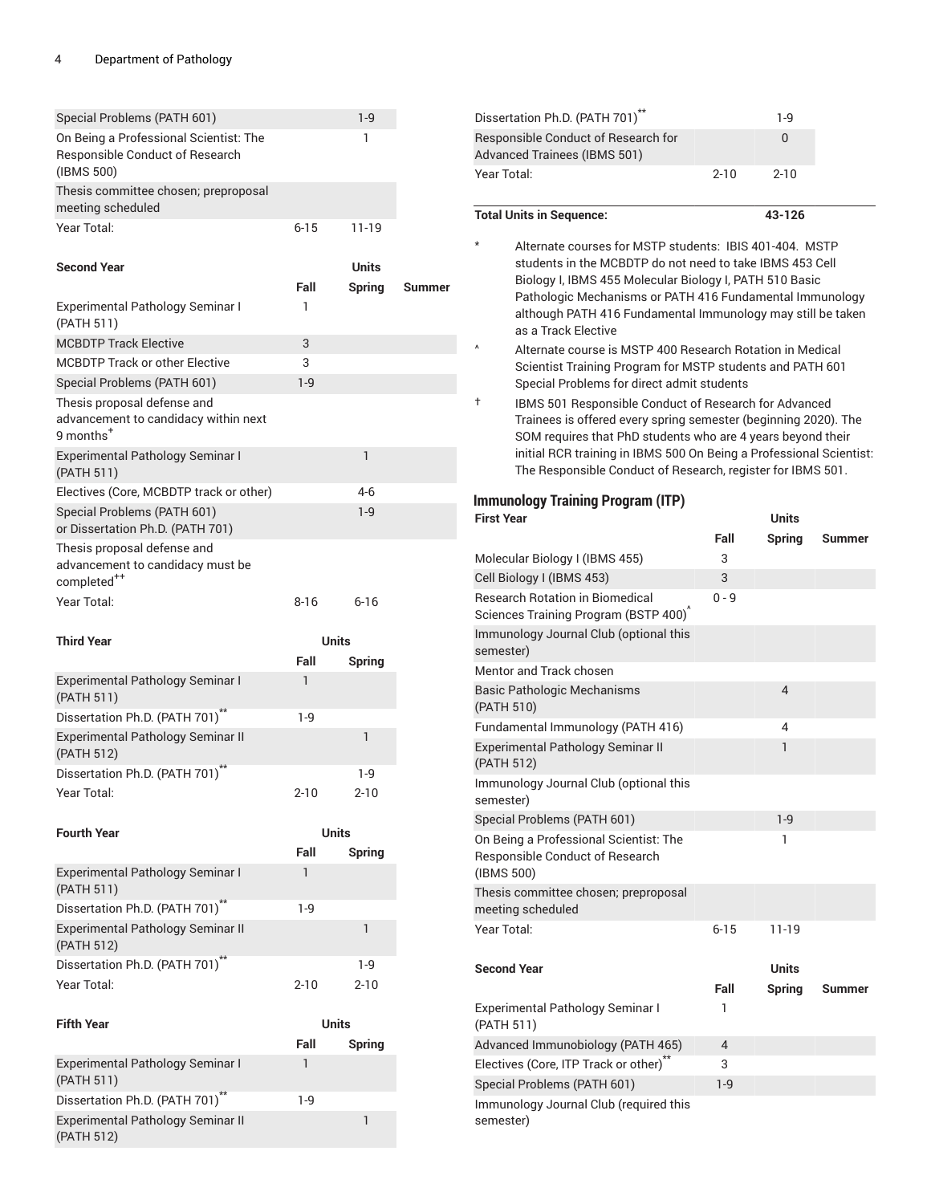| | | | |
|---|---|---|---|
| Special Problems (PATH 601) | | 1-9 | |
| On Being a Professional Scientist: The Responsible Conduct of Research (IBMS 500) | | 1 | |
| Thesis committee chosen; preproposal meeting scheduled | | | |
| Year Total: | 6-15 | 11-19 | |

| Second Year | | Units | |
|---|---|---|---|
| | Fall | Spring | Summer |
| Experimental Pathology Seminar I (PATH 511) | 1 | | |
| MCBDTP Track Elective | 3 | | |
| MCBDTP Track or other Elective | 3 | | |
| Special Problems (PATH 601) | 1-9 | | |
| Thesis proposal defense and advancement to candidacy within next 9 months[+] | | | |
| Experimental Pathology Seminar I (PATH 511) | | 1 | |
| Electives (Core, MCBDTP track or other) | | 4-6 | |
| Special Problems (PATH 601) or Dissertation Ph.D. (PATH 701) | | 1-9 | |
| Thesis proposal defense and advancement to candidacy must be completed[++] | | | |
| Year Total: | 8-16 | 6-16 | |

| Third Year | Units | |
|---|---|---|
| | Fall | Spring |
| Experimental Pathology Seminar I (PATH 511) | 1 | |
| Dissertation Ph.D. (PATH 701)[**] | 1-9 | |
| Experimental Pathology Seminar II (PATH 512) | | 1 |
| Dissertation Ph.D. (PATH 701)[**] | | 1-9 |
| Year Total: | 2-10 | 2-10 |

| Fourth Year | Units | |
|---|---|---|
| | Fall | Spring |
| Experimental Pathology Seminar I (PATH 511) | 1 | |
| Dissertation Ph.D. (PATH 701)[**] | 1-9 | |
| Experimental Pathology Seminar II (PATH 512) | | 1 |
| Dissertation Ph.D. (PATH 701)[**] | | 1-9 |
| Year Total: | 2-10 | 2-10 |

| Fifth Year | Units | |
|---|---|---|
| | Fall | Spring |
| Experimental Pathology Seminar I (PATH 511) | 1 | |
| Dissertation Ph.D. (PATH 701)[**] | 1-9 | |
| Experimental Pathology Seminar II (PATH 512) | | 1 |
| Dissertation Ph.D. (PATH 701)[**] | | 1-9 |
| Responsible Conduct of Research for Advanced Trainees (IBMS 501) | | 0 |
| Year Total: | 2-10 | 2-10 |

| | |
|---|---|
| **Total Units in Sequence:** | **43-126** |

- \* Alternate courses for MSTP students: IBIS 401-404. MSTP students in the MCBDTP do not need to take IBMS 453 Cell Biology I, IBMS 455 Molecular Biology I, PATH 510 Basic Pathologic Mechanisms or PATH 416 Fundamental Immunology although PATH 416 Fundamental Immunology may still be taken as a Track Elective
- ^ Alternate course is MSTP 400 Research Rotation in Medical Scientist Training Program for MSTP students and PATH 601 Special Problems for direct admit students
- † IBMS 501 Responsible Conduct of Research for Advanced Trainees is offered every spring semester (beginning 2020). The SOM requires that PhD students who are 4 years beyond their initial RCR training in IBMS 500 On Being a Professional Scientist: The Responsible Conduct of Research, register for IBMS 501.

## Immunology Training Program (ITP)

| First Year | | Units | |
|---|---|---|---|
| | Fall | Spring | Summer |
| Molecular Biology I (IBMS 455) | 3 | | |
| Cell Biology I (IBMS 453) | 3 | | |
| Research Rotation in Biomedical Sciences Training Program (BSTP 400)^ | 0 - 9 | | |
| Immunology Journal Club (optional this semester) | | | |
| Mentor and Track chosen | | | |
| Basic Pathologic Mechanisms (PATH 510) | | 4 | |
| Fundamental Immunology (PATH 416) | | 4 | |
| Experimental Pathology Seminar II (PATH 512) | | 1 | |
| Immunology Journal Club (optional this semester) | | | |
| Special Problems (PATH 601) | | 1-9 | |
| On Being a Professional Scientist: The Responsible Conduct of Research (IBMS 500) | | 1 | |
| Thesis committee chosen; preproposal meeting scheduled | | | |
| Year Total: | 6-15 | 11-19 | |

| Second Year | | Units | |
|---|---|---|---|
| | Fall | Spring | Summer |
| Experimental Pathology Seminar I (PATH 511) | 1 | | |
| Advanced Immunobiology (PATH 465) | 4 | | |
| Electives (Core, ITP Track or other)[**] | 3 | | |
| Special Problems (PATH 601) | 1-9 | | |
| Immunology Journal Club (required this semester) | | | |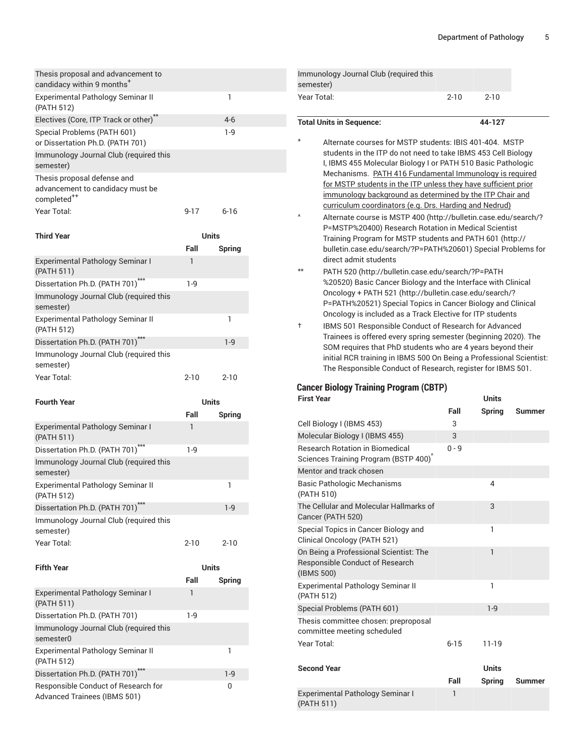| | | |
|---|---|---|
| Thesis proposal and advancement to candidacy within 9 months[+] | | |
| Experimental Pathology Seminar II (PATH 512) | | 1 |
| Electives (Core, ITP Track or other)[**] | | 4-6 |
| Special Problems (PATH 601) or Dissertation Ph.D. (PATH 701) | | 1-9 |
| Immunology Journal Club (required this semester) | | |
| Thesis proposal defense and advancement to candidacy must be completed[++] | | |
| Year Total: | 9-17 | 6-16 |

| Third Year | Units | |
|---|---|---|
| | Fall | Spring |
| Experimental Pathology Seminar I (PATH 511) | 1 | |
| Dissertation Ph.D. (PATH 701)[***] | 1-9 | |
| Immunology Journal Club (required this semester) | | |
| Experimental Pathology Seminar II (PATH 512) | | 1 |
| Dissertation Ph.D. (PATH 701)[***] | | 1-9 |
| Immunology Journal Club (required this semester) | | |
| Year Total: | 2-10 | 2-10 |

| Fourth Year | Units | |
|---|---|---|
| | Fall | Spring |
| Experimental Pathology Seminar I (PATH 511) | 1 | |
| Dissertation Ph.D. (PATH 701)[***] | 1-9 | |
| Immunology Journal Club (required this semester) | | |
| Experimental Pathology Seminar II (PATH 512) | | 1 |
| Dissertation Ph.D. (PATH 701)[***] | | 1-9 |
| Immunology Journal Club (required this semester) | | |
| Year Total: | 2-10 | 2-10 |

| Fifth Year | Units | |
|---|---|---|
| | Fall | Spring |
| Experimental Pathology Seminar I (PATH 511) | 1 | |
| Dissertation Ph.D. (PATH 701) | 1-9 | |
| Immunology Journal Club (required this semester0 | | |
| Experimental Pathology Seminar II (PATH 512) | | 1 |
| Dissertation Ph.D. (PATH 701)[***] | | 1-9 |
| Responsible Conduct of Research for Advanced Trainees (IBMS 501) | | 0 |
| Immunology Journal Club (required this semester) | | |
| Year Total: | 2-10 | 2-10 |

| | | |
|---|---|---|
| **Total Units in Sequence:** | | **44-127** |

\* Alternate courses for MSTP students: IBIS 401-404. MSTP students in the ITP do not need to take IBMS 453 Cell Biology I, IBMS 455 Molecular Biology I or PATH 510 Basic Pathologic Mechanisms. PATH 416 Fundamental Immunology is required for MSTP students in the ITP unless they have sufficient prior immunology background as determined by the ITP Chair and curriculum coordinators (e.g. Drs. Harding and Nedrud)

^ Alternate course is MSTP 400 (http://bulletin.case.edu/search/?P=MSTP%20400) Research Rotation in Medical Scientist Training Program for MSTP students and PATH 601 (http://bulletin.case.edu/search/?P=PATH%20601) Special Problems for direct admit students

\*\* PATH 520 (http://bulletin.case.edu/search/?P=PATH%20520) Basic Cancer Biology and the Interface with Clinical Oncology + PATH 521 (http://bulletin.case.edu/search/?P=PATH%20521) Special Topics in Cancer Biology and Clinical Oncology is included as a Track Elective for ITP students

† IBMS 501 Responsible Conduct of Research for Advanced Trainees is offered every spring semester (beginning 2020). The SOM requires that PhD students who are 4 years beyond their initial RCR training in IBMS 500 On Being a Professional Scientist: The Responsible Conduct of Research, register for IBMS 501.

## Cancer Biology Training Program (CBTP)

| First Year | Units | | |
|---|---|---|---|
| | Fall | Spring | Summer |
| Cell Biology I (IBMS 453) | 3 | | |
| Molecular Biology I (IBMS 455) | 3 | | |
| Research Rotation in Biomedical Sciences Training Program (BSTP 400)[^] | 0 - 9 | | |
| Mentor and track chosen | | | |
| Basic Pathologic Mechanisms (PATH 510) | | 4 | |
| The Cellular and Molecular Hallmarks of Cancer (PATH 520) | | 3 | |
| Special Topics in Cancer Biology and Clinical Oncology (PATH 521) | | 1 | |
| On Being a Professional Scientist: The Responsible Conduct of Research (IBMS 500) | | 1 | |
| Experimental Pathology Seminar II (PATH 512) | | 1 | |
| Special Problems (PATH 601) | | 1-9 | |
| Thesis committee chosen: preproposal committee meeting scheduled | | | |
| Year Total: | 6-15 | 11-19 | |

| Second Year | Units | | |
|---|---|---|---|
| | Fall | Spring | Summer |
| Experimental Pathology Seminar I (PATH 511) | 1 | | |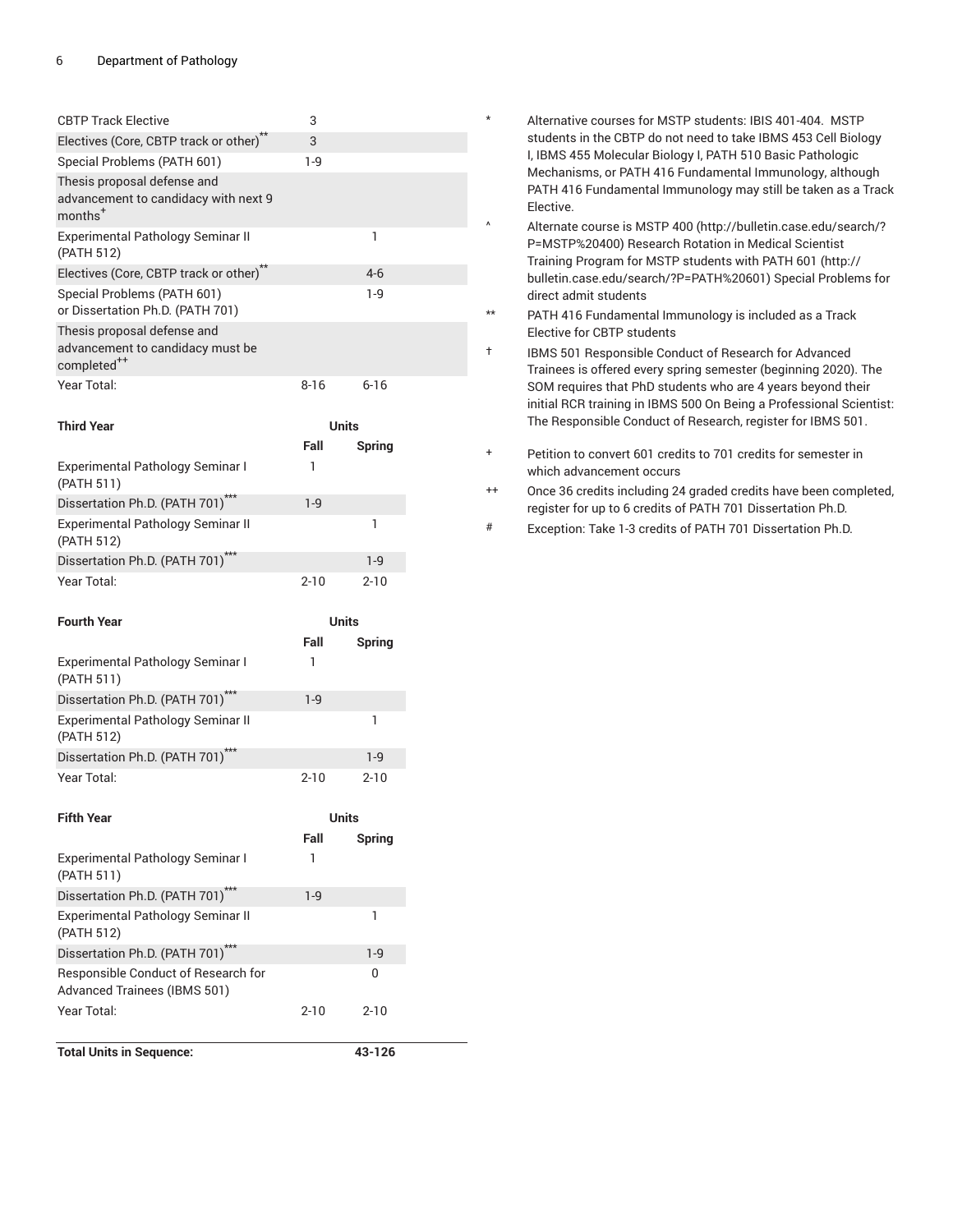| | | |
|---|---|---|
| CBTP Track Elective | 3 | |
| Electives (Core, CBTP track or other)** | 3 | |
| Special Problems (PATH 601) | 1-9 | |
| Thesis proposal defense and advancement to candidacy with next 9 months+ | | |
| Experimental Pathology Seminar II (PATH 512) | | 1 |
| Electives (Core, CBTP track or other)** | | 4-6 |
| Special Problems (PATH 601) or Dissertation Ph.D. (PATH 701) | | 1-9 |
| Thesis proposal defense and advancement to candidacy must be completed++ | | |
| Year Total: | 8-16 | 6-16 |

| Third Year | Units | |
|---|---|---|
| | Fall | Spring |
| Experimental Pathology Seminar I (PATH 511) | 1 | |
| Dissertation Ph.D. (PATH 701)*** | 1-9 | |
| Experimental Pathology Seminar II (PATH 512) | | 1 |
| Dissertation Ph.D. (PATH 701)*** | | 1-9 |
| Year Total: | 2-10 | 2-10 |

| Fourth Year | Units | |
|---|---|---|
| | Fall | Spring |
| Experimental Pathology Seminar I (PATH 511) | 1 | |
| Dissertation Ph.D. (PATH 701)*** | 1-9 | |
| Experimental Pathology Seminar II (PATH 512) | | 1 |
| Dissertation Ph.D. (PATH 701)*** | | 1-9 |
| Year Total: | 2-10 | 2-10 |

| Fifth Year | Units | |
|---|---|---|
| | Fall | Spring |
| Experimental Pathology Seminar I (PATH 511) | 1 | |
| Dissertation Ph.D. (PATH 701)*** | 1-9 | |
| Experimental Pathology Seminar II (PATH 512) | | 1 |
| Dissertation Ph.D. (PATH 701)*** | | 1-9 |
| Responsible Conduct of Research for Advanced Trainees (IBMS 501) | | 0 |
| Year Total: | 2-10 | 2-10 |

| | | |
|---|---|---|
| **Total Units in Sequence:** | | **43-126** |

\* Alternative courses for MSTP students: IBIS 401-404. MSTP students in the CBTP do not need to take IBMS 453 Cell Biology I, IBMS 455 Molecular Biology I, PATH 510 Basic Pathologic Mechanisms, or PATH 416 Fundamental Immunology, although PATH 416 Fundamental Immunology may still be taken as a Track Elective.

^ Alternate course is MSTP 400 (http://bulletin.case.edu/search/?P=MSTP%20400) Research Rotation in Medical Scientist Training Program for MSTP students with PATH 601 (http://bulletin.case.edu/search/?P=PATH%20601) Special Problems for direct admit students

** PATH 416 Fundamental Immunology is included as a Track Elective for CBTP students

† IBMS 501 Responsible Conduct of Research for Advanced Trainees is offered every spring semester (beginning 2020). The SOM requires that PhD students who are 4 years beyond their initial RCR training in IBMS 500 On Being a Professional Scientist: The Responsible Conduct of Research, register for IBMS 501.

\+ Petition to convert 601 credits to 701 credits for semester in which advancement occurs

++ Once 36 credits including 24 graded credits have been completed, register for up to 6 credits of PATH 701 Dissertation Ph.D.

\# Exception: Take 1-3 credits of PATH 701 Dissertation Ph.D.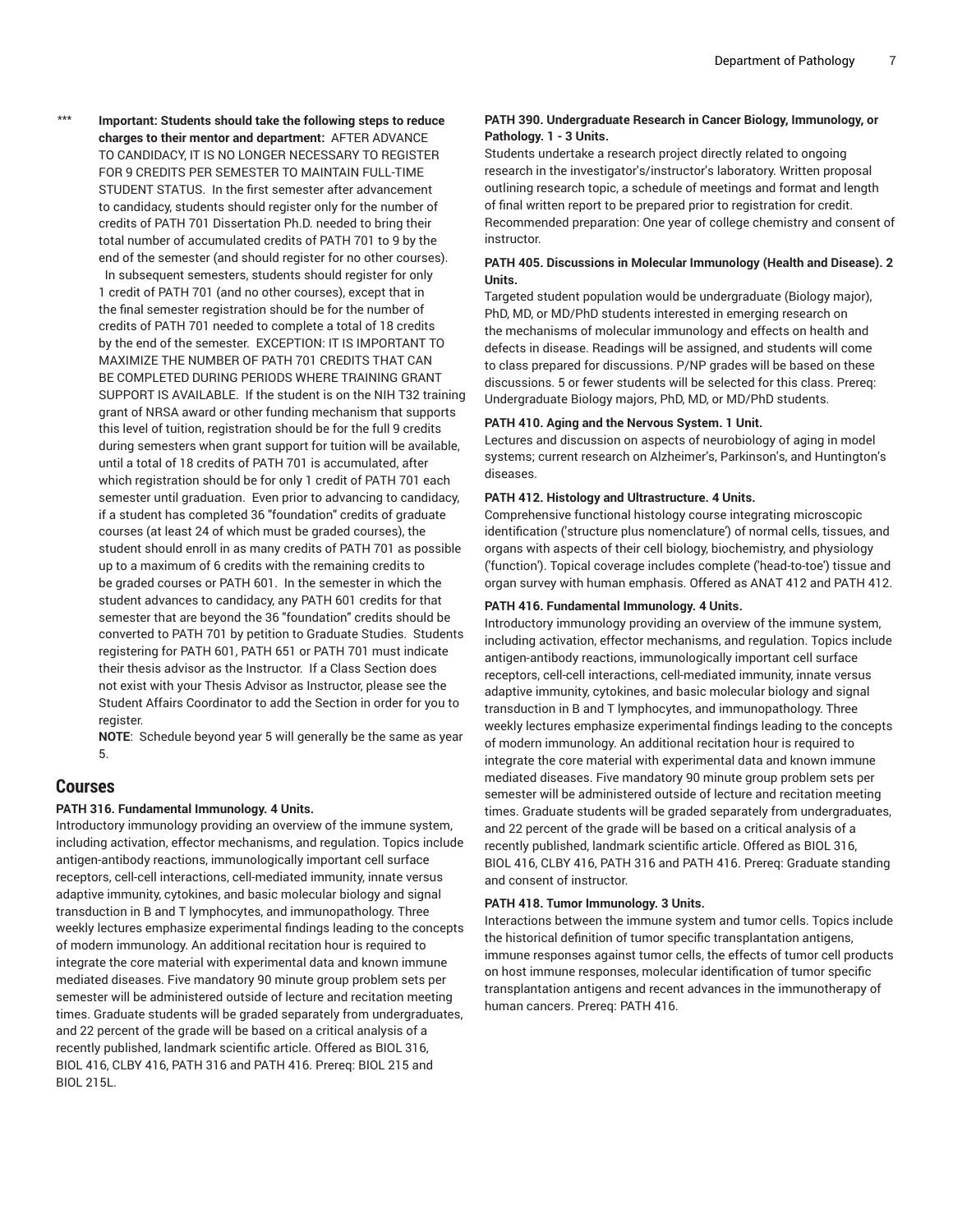\*\*\* **Important: Students should take the following steps to reduce charges to their mentor and department:** AFTER ADVANCE TO CANDIDACY, IT IS NO LONGER NECESSARY TO REGISTER FOR 9 CREDITS PER SEMESTER TO MAINTAIN FULL-TIME STUDENT STATUS. In the first semester after advancement to candidacy, students should register only for the number of credits of PATH 701 Dissertation Ph.D. needed to bring their total number of accumulated credits of PATH 701 to 9 by the end of the semester (and should register for no other courses). In subsequent semesters, students should register for only 1 credit of PATH 701 (and no other courses), except that in the final semester registration should be for the number of credits of PATH 701 needed to complete a total of 18 credits by the end of the semester. EXCEPTION: IT IS IMPORTANT TO MAXIMIZE THE NUMBER OF PATH 701 CREDITS THAT CAN BE COMPLETED DURING PERIODS WHERE TRAINING GRANT SUPPORT IS AVAILABLE. If the student is on the NIH T32 training grant of NRSA award or other funding mechanism that supports this level of tuition, registration should be for the full 9 credits during semesters when grant support for tuition will be available, until a total of 18 credits of PATH 701 is accumulated, after which registration should be for only 1 credit of PATH 701 each semester until graduation. Even prior to advancing to candidacy, if a student has completed 36 "foundation" credits of graduate courses (at least 24 of which must be graded courses), the student should enroll in as many credits of PATH 701 as possible up to a maximum of 6 credits with the remaining credits to be graded courses or PATH 601. In the semester in which the student advances to candidacy, any PATH 601 credits for that semester that are beyond the 36 "foundation" credits should be converted to PATH 701 by petition to Graduate Studies. Students registering for PATH 601, PATH 651 or PATH 701 must indicate their thesis advisor as the Instructor. If a Class Section does not exist with your Thesis Advisor as Instructor, please see the Student Affairs Coordinator to add the Section in order for you to register.

**NOTE**: Schedule beyond year 5 will generally be the same as year 5.

## Courses

**PATH 316. Fundamental Immunology. 4 Units.**

Introductory immunology providing an overview of the immune system, including activation, effector mechanisms, and regulation. Topics include antigen-antibody reactions, immunologically important cell surface receptors, cell-cell interactions, cell-mediated immunity, innate versus adaptive immunity, cytokines, and basic molecular biology and signal transduction in B and T lymphocytes, and immunopathology. Three weekly lectures emphasize experimental findings leading to the concepts of modern immunology. An additional recitation hour is required to integrate the core material with experimental data and known immune mediated diseases. Five mandatory 90 minute group problem sets per semester will be administered outside of lecture and recitation meeting times. Graduate students will be graded separately from undergraduates, and 22 percent of the grade will be based on a critical analysis of a recently published, landmark scientific article. Offered as BIOL 316, BIOL 416, CLBY 416, PATH 316 and PATH 416. Prereq: BIOL 215 and BIOL 215L.

**PATH 390. Undergraduate Research in Cancer Biology, Immunology, or Pathology. 1 - 3 Units.**

Students undertake a research project directly related to ongoing research in the investigator's/instructor's laboratory. Written proposal outlining research topic, a schedule of meetings and format and length of final written report to be prepared prior to registration for credit. Recommended preparation: One year of college chemistry and consent of instructor.

**PATH 405. Discussions in Molecular Immunology (Health and Disease). 2 Units.**

Targeted student population would be undergraduate (Biology major), PhD, MD, or MD/PhD students interested in emerging research on the mechanisms of molecular immunology and effects on health and defects in disease. Readings will be assigned, and students will come to class prepared for discussions. P/NP grades will be based on these discussions. 5 or fewer students will be selected for this class. Prereq: Undergraduate Biology majors, PhD, MD, or MD/PhD students.

**PATH 410. Aging and the Nervous System. 1 Unit.**

Lectures and discussion on aspects of neurobiology of aging in model systems; current research on Alzheimer's, Parkinson's, and Huntington's diseases.

**PATH 412. Histology and Ultrastructure. 4 Units.**

Comprehensive functional histology course integrating microscopic identification ('structure plus nomenclature') of normal cells, tissues, and organs with aspects of their cell biology, biochemistry, and physiology ('function'). Topical coverage includes complete ('head-to-toe') tissue and organ survey with human emphasis. Offered as ANAT 412 and PATH 412.

**PATH 416. Fundamental Immunology. 4 Units.**

Introductory immunology providing an overview of the immune system, including activation, effector mechanisms, and regulation. Topics include antigen-antibody reactions, immunologically important cell surface receptors, cell-cell interactions, cell-mediated immunity, innate versus adaptive immunity, cytokines, and basic molecular biology and signal transduction in B and T lymphocytes, and immunopathology. Three weekly lectures emphasize experimental findings leading to the concepts of modern immunology. An additional recitation hour is required to integrate the core material with experimental data and known immune mediated diseases. Five mandatory 90 minute group problem sets per semester will be administered outside of lecture and recitation meeting times. Graduate students will be graded separately from undergraduates, and 22 percent of the grade will be based on a critical analysis of a recently published, landmark scientific article. Offered as BIOL 316, BIOL 416, CLBY 416, PATH 316 and PATH 416. Prereq: Graduate standing and consent of instructor.

**PATH 418. Tumor Immunology. 3 Units.**

Interactions between the immune system and tumor cells. Topics include the historical definition of tumor specific transplantation antigens, immune responses against tumor cells, the effects of tumor cell products on host immune responses, molecular identification of tumor specific transplantation antigens and recent advances in the immunotherapy of human cancers. Prereq: PATH 416.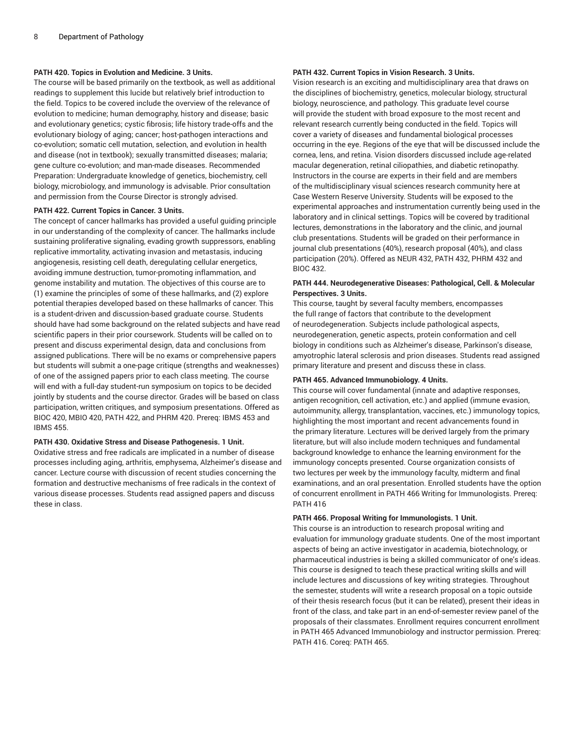**PATH 420. Topics in Evolution and Medicine. 3 Units.**

The course will be based primarily on the textbook, as well as additional readings to supplement this lucide but relatively brief introduction to the field. Topics to be covered include the overview of the relevance of evolution to medicine; human demography, history and disease; basic and evolutionary genetics; cystic fibrosis; life history trade-offs and the evolutionary biology of aging; cancer; host-pathogen interactions and co-evolution; somatic cell mutation, selection, and evolution in health and disease (not in textbook); sexually transmitted diseases; malaria; gene culture co-evolution; and man-made diseases. Recommended Preparation: Undergraduate knowledge of genetics, biochemistry, cell biology, microbiology, and immunology is advisable. Prior consultation and permission from the Course Director is strongly advised.

**PATH 422. Current Topics in Cancer. 3 Units.**

The concept of cancer hallmarks has provided a useful guiding principle in our understanding of the complexity of cancer. The hallmarks include sustaining proliferative signaling, evading growth suppressors, enabling replicative immortality, activating invasion and metastasis, inducing angiogenesis, resisting cell death, deregulating cellular energetics, avoiding immune destruction, tumor-promoting inflammation, and genome instability and mutation. The objectives of this course are to (1) examine the principles of some of these hallmarks, and (2) explore potential therapies developed based on these hallmarks of cancer. This is a student-driven and discussion-based graduate course. Students should have had some background on the related subjects and have read scientific papers in their prior coursework. Students will be called on to present and discuss experimental design, data and conclusions from assigned publications. There will be no exams or comprehensive papers but students will submit a one-page critique (strengths and weaknesses) of one of the assigned papers prior to each class meeting. The course will end with a full-day student-run symposium on topics to be decided jointly by students and the course director. Grades will be based on class participation, written critiques, and symposium presentations. Offered as BIOC 420, MBIO 420, PATH 422, and PHRM 420. Prereq: IBMS 453 and IBMS 455.

**PATH 430. Oxidative Stress and Disease Pathogenesis. 1 Unit.**

Oxidative stress and free radicals are implicated in a number of disease processes including aging, arthritis, emphysema, Alzheimer's disease and cancer. Lecture course with discussion of recent studies concerning the formation and destructive mechanisms of free radicals in the context of various disease processes. Students read assigned papers and discuss these in class.

**PATH 432. Current Topics in Vision Research. 3 Units.**

Vision research is an exciting and multidisciplinary area that draws on the disciplines of biochemistry, genetics, molecular biology, structural biology, neuroscience, and pathology. This graduate level course will provide the student with broad exposure to the most recent and relevant research currently being conducted in the field. Topics will cover a variety of diseases and fundamental biological processes occurring in the eye. Regions of the eye that will be discussed include the cornea, lens, and retina. Vision disorders discussed include age-related macular degeneration, retinal ciliopathies, and diabetic retinopathy. Instructors in the course are experts in their field and are members of the multidisciplinary visual sciences research community here at Case Western Reserve University. Students will be exposed to the experimental approaches and instrumentation currently being used in the laboratory and in clinical settings. Topics will be covered by traditional lectures, demonstrations in the laboratory and the clinic, and journal club presentations. Students will be graded on their performance in journal club presentations (40%), research proposal (40%), and class participation (20%). Offered as NEUR 432, PATH 432, PHRM 432 and BIOC 432.

**PATH 444. Neurodegenerative Diseases: Pathological, Cell. & Molecular Perspectives. 3 Units.**

This course, taught by several faculty members, encompasses the full range of factors that contribute to the development of neurodegeneration. Subjects include pathological aspects, neurodegeneration, genetic aspects, protein conformation and cell biology in conditions such as Alzheimer's disease, Parkinson's disease, amyotrophic lateral sclerosis and prion diseases. Students read assigned primary literature and present and discuss these in class.

**PATH 465. Advanced Immunobiology. 4 Units.**

This course will cover fundamental (innate and adaptive responses, antigen recognition, cell activation, etc.) and applied (immune evasion, autoimmunity, allergy, transplantation, vaccines, etc.) immunology topics, highlighting the most important and recent advancements found in the primary literature. Lectures will be derived largely from the primary literature, but will also include modern techniques and fundamental background knowledge to enhance the learning environment for the immunology concepts presented. Course organization consists of two lectures per week by the immunology faculty, midterm and final examinations, and an oral presentation. Enrolled students have the option of concurrent enrollment in PATH 466 Writing for Immunologists. Prereq: PATH 416

**PATH 466. Proposal Writing for Immunologists. 1 Unit.**

This course is an introduction to research proposal writing and evaluation for immunology graduate students. One of the most important aspects of being an active investigator in academia, biotechnology, or pharmaceutical industries is being a skilled communicator of one's ideas. This course is designed to teach these practical writing skills and will include lectures and discussions of key writing strategies. Throughout the semester, students will write a research proposal on a topic outside of their thesis research focus (but it can be related), present their ideas in front of the class, and take part in an end-of-semester review panel of the proposals of their classmates. Enrollment requires concurrent enrollment in PATH 465 Advanced Immunobiology and instructor permission. Prereq: PATH 416. Coreq: PATH 465.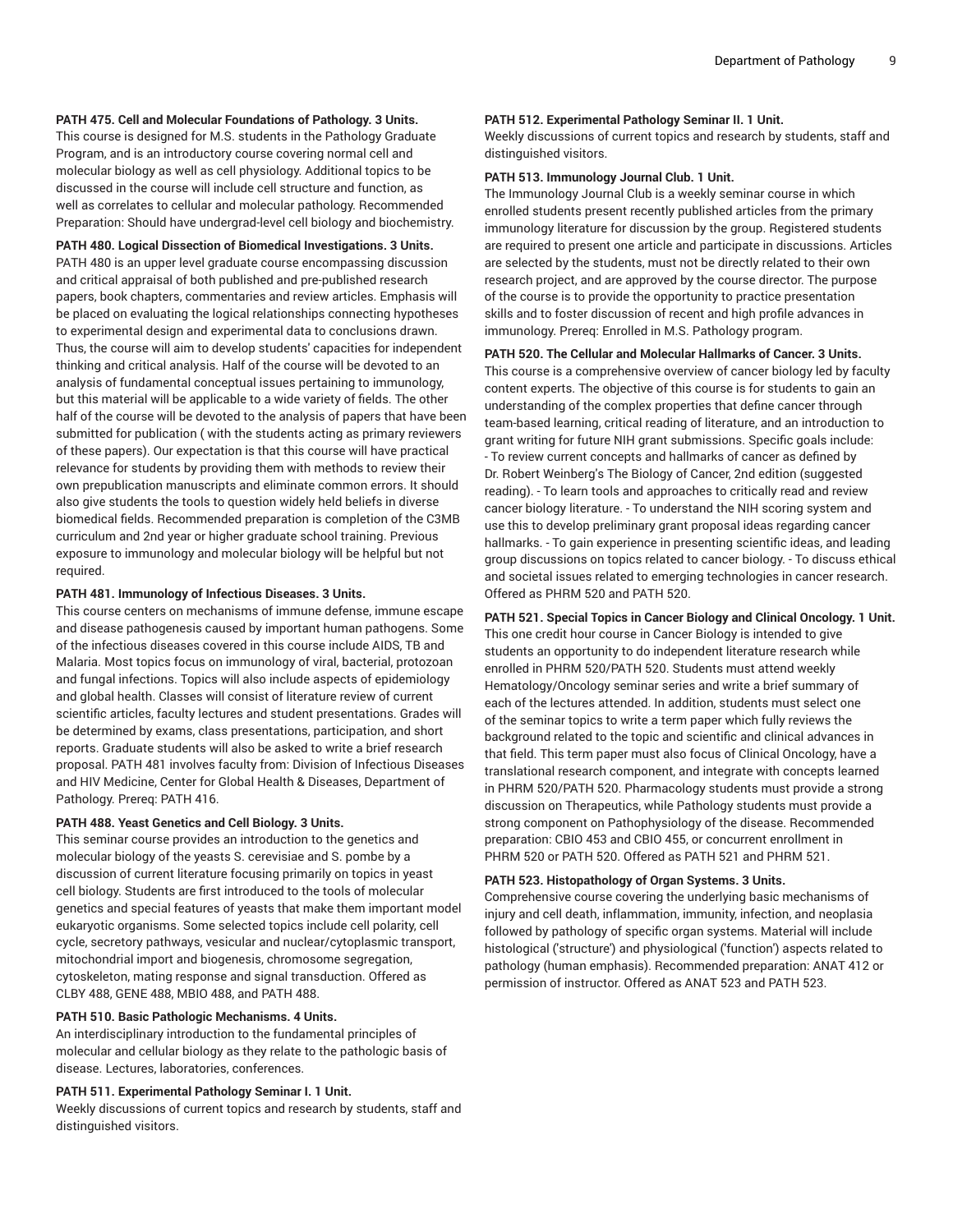**PATH 475. Cell and Molecular Foundations of Pathology. 3 Units.**

This course is designed for M.S. students in the Pathology Graduate Program, and is an introductory course covering normal cell and molecular biology as well as cell physiology. Additional topics to be discussed in the course will include cell structure and function, as well as correlates to cellular and molecular pathology. Recommended Preparation: Should have undergrad-level cell biology and biochemistry.

**PATH 480. Logical Dissection of Biomedical Investigations. 3 Units.**

PATH 480 is an upper level graduate course encompassing discussion and critical appraisal of both published and pre-published research papers, book chapters, commentaries and review articles. Emphasis will be placed on evaluating the logical relationships connecting hypotheses to experimental design and experimental data to conclusions drawn. Thus, the course will aim to develop students' capacities for independent thinking and critical analysis. Half of the course will be devoted to an analysis of fundamental conceptual issues pertaining to immunology, but this material will be applicable to a wide variety of fields. The other half of the course will be devoted to the analysis of papers that have been submitted for publication ( with the students acting as primary reviewers of these papers). Our expectation is that this course will have practical relevance for students by providing them with methods to review their own prepublication manuscripts and eliminate common errors. It should also give students the tools to question widely held beliefs in diverse biomedical fields. Recommended preparation is completion of the C3MB curriculum and 2nd year or higher graduate school training. Previous exposure to immunology and molecular biology will be helpful but not required.

**PATH 481. Immunology of Infectious Diseases. 3 Units.**

This course centers on mechanisms of immune defense, immune escape and disease pathogenesis caused by important human pathogens. Some of the infectious diseases covered in this course include AIDS, TB and Malaria. Most topics focus on immunology of viral, bacterial, protozoan and fungal infections. Topics will also include aspects of epidemiology and global health. Classes will consist of literature review of current scientific articles, faculty lectures and student presentations. Grades will be determined by exams, class presentations, participation, and short reports. Graduate students will also be asked to write a brief research proposal. PATH 481 involves faculty from: Division of Infectious Diseases and HIV Medicine, Center for Global Health & Diseases, Department of Pathology. Prereq: PATH 416.

**PATH 488. Yeast Genetics and Cell Biology. 3 Units.**

This seminar course provides an introduction to the genetics and molecular biology of the yeasts S. cerevisiae and S. pombe by a discussion of current literature focusing primarily on topics in yeast cell biology. Students are first introduced to the tools of molecular genetics and special features of yeasts that make them important model eukaryotic organisms. Some selected topics include cell polarity, cell cycle, secretory pathways, vesicular and nuclear/cytoplasmic transport, mitochondrial import and biogenesis, chromosome segregation, cytoskeleton, mating response and signal transduction. Offered as CLBY 488, GENE 488, MBIO 488, and PATH 488.

**PATH 510. Basic Pathologic Mechanisms. 4 Units.**

An interdisciplinary introduction to the fundamental principles of molecular and cellular biology as they relate to the pathologic basis of disease. Lectures, laboratories, conferences.

**PATH 511. Experimental Pathology Seminar I. 1 Unit.**

Weekly discussions of current topics and research by students, staff and distinguished visitors.

**PATH 512. Experimental Pathology Seminar II. 1 Unit.**

Weekly discussions of current topics and research by students, staff and distinguished visitors.

**PATH 513. Immunology Journal Club. 1 Unit.**

The Immunology Journal Club is a weekly seminar course in which enrolled students present recently published articles from the primary immunology literature for discussion by the group. Registered students are required to present one article and participate in discussions. Articles are selected by the students, must not be directly related to their own research project, and are approved by the course director. The purpose of the course is to provide the opportunity to practice presentation skills and to foster discussion of recent and high profile advances in immunology. Prereq: Enrolled in M.S. Pathology program.

**PATH 520. The Cellular and Molecular Hallmarks of Cancer. 3 Units.**

This course is a comprehensive overview of cancer biology led by faculty content experts. The objective of this course is for students to gain an understanding of the complex properties that define cancer through team-based learning, critical reading of literature, and an introduction to grant writing for future NIH grant submissions. Specific goals include: - To review current concepts and hallmarks of cancer as defined by Dr. Robert Weinberg's The Biology of Cancer, 2nd edition (suggested reading). - To learn tools and approaches to critically read and review cancer biology literature. - To understand the NIH scoring system and use this to develop preliminary grant proposal ideas regarding cancer hallmarks. - To gain experience in presenting scientific ideas, and leading group discussions on topics related to cancer biology. - To discuss ethical and societal issues related to emerging technologies in cancer research. Offered as PHRM 520 and PATH 520.

**PATH 521. Special Topics in Cancer Biology and Clinical Oncology. 1 Unit.**

This one credit hour course in Cancer Biology is intended to give students an opportunity to do independent literature research while enrolled in PHRM 520/PATH 520. Students must attend weekly Hematology/Oncology seminar series and write a brief summary of each of the lectures attended. In addition, students must select one of the seminar topics to write a term paper which fully reviews the background related to the topic and scientific and clinical advances in that field. This term paper must also focus of Clinical Oncology, have a translational research component, and integrate with concepts learned in PHRM 520/PATH 520. Pharmacology students must provide a strong discussion on Therapeutics, while Pathology students must provide a strong component on Pathophysiology of the disease. Recommended preparation: CBIO 453 and CBIO 455, or concurrent enrollment in PHRM 520 or PATH 520. Offered as PATH 521 and PHRM 521.

**PATH 523. Histopathology of Organ Systems. 3 Units.**

Comprehensive course covering the underlying basic mechanisms of injury and cell death, inflammation, immunity, infection, and neoplasia followed by pathology of specific organ systems. Material will include histological ('structure') and physiological ('function') aspects related to pathology (human emphasis). Recommended preparation: ANAT 412 or permission of instructor. Offered as ANAT 523 and PATH 523.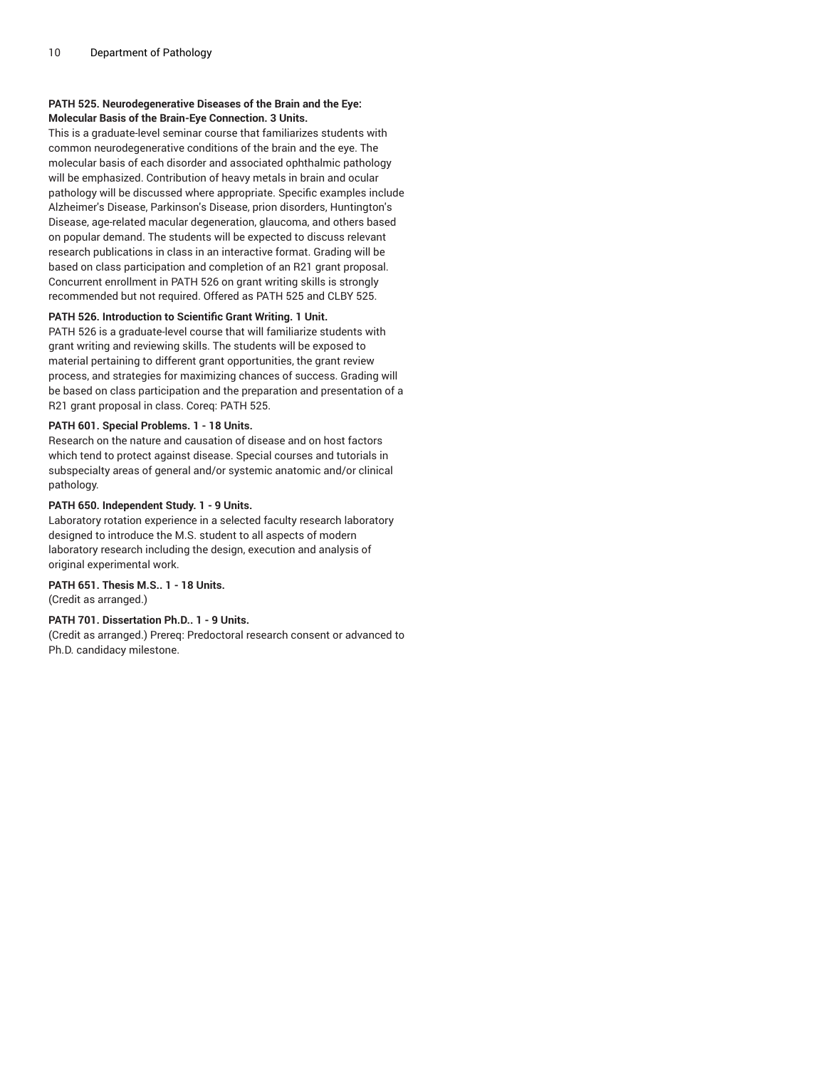**PATH 525. Neurodegenerative Diseases of the Brain and the Eye: Molecular Basis of the Brain-Eye Connection. 3 Units.**

This is a graduate-level seminar course that familiarizes students with common neurodegenerative conditions of the brain and the eye. The molecular basis of each disorder and associated ophthalmic pathology will be emphasized. Contribution of heavy metals in brain and ocular pathology will be discussed where appropriate. Specific examples include Alzheimer's Disease, Parkinson's Disease, prion disorders, Huntington's Disease, age-related macular degeneration, glaucoma, and others based on popular demand. The students will be expected to discuss relevant research publications in class in an interactive format. Grading will be based on class participation and completion of an R21 grant proposal. Concurrent enrollment in PATH 526 on grant writing skills is strongly recommended but not required. Offered as PATH 525 and CLBY 525.

**PATH 526. Introduction to Scientific Grant Writing. 1 Unit.**

PATH 526 is a graduate-level course that will familiarize students with grant writing and reviewing skills. The students will be exposed to material pertaining to different grant opportunities, the grant review process, and strategies for maximizing chances of success. Grading will be based on class participation and the preparation and presentation of a R21 grant proposal in class. Coreq: PATH 525.

**PATH 601. Special Problems. 1 - 18 Units.**

Research on the nature and causation of disease and on host factors which tend to protect against disease. Special courses and tutorials in subspecialty areas of general and/or systemic anatomic and/or clinical pathology.

**PATH 650. Independent Study. 1 - 9 Units.**

Laboratory rotation experience in a selected faculty research laboratory designed to introduce the M.S. student to all aspects of modern laboratory research including the design, execution and analysis of original experimental work.

**PATH 651. Thesis M.S.. 1 - 18 Units.**

(Credit as arranged.)

**PATH 701. Dissertation Ph.D.. 1 - 9 Units.**

(Credit as arranged.) Prereq: Predoctoral research consent or advanced to Ph.D. candidacy milestone.